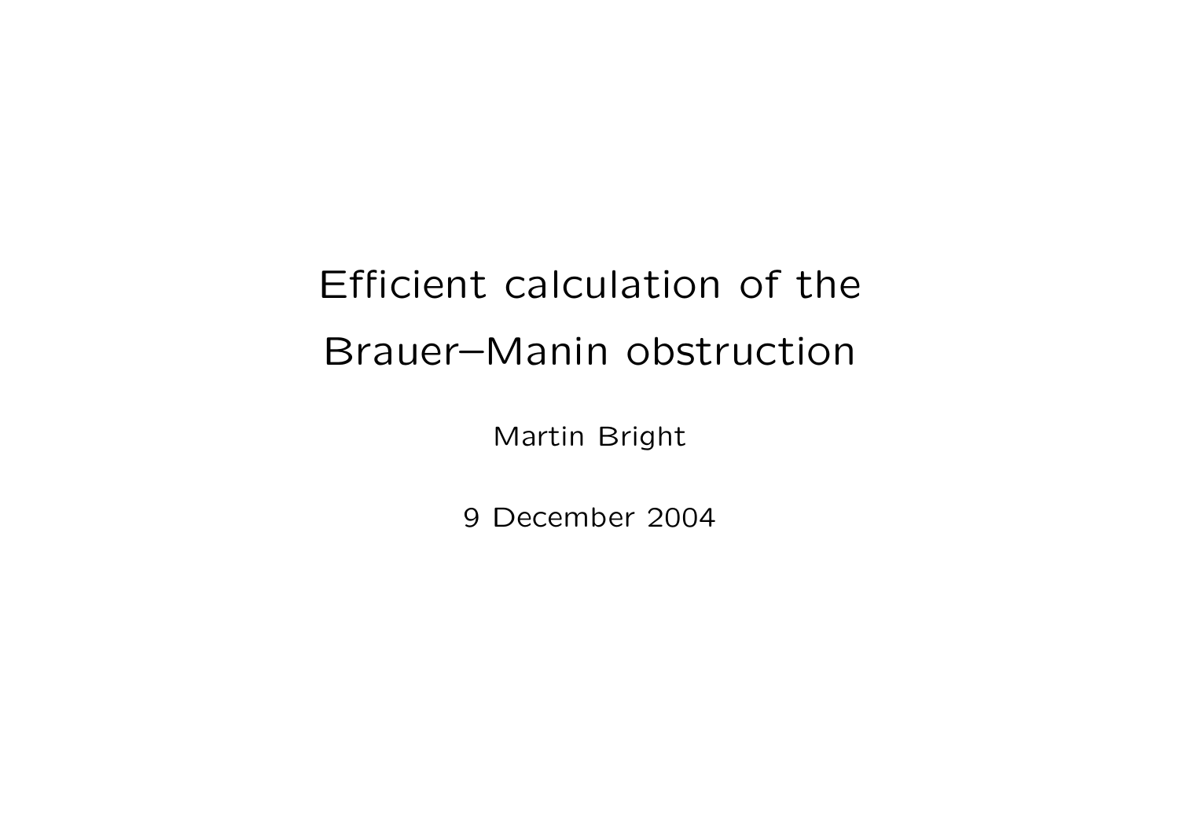# Efficient calculation of the Brauer–Manin obstruction

Martin Bright

9 December 2004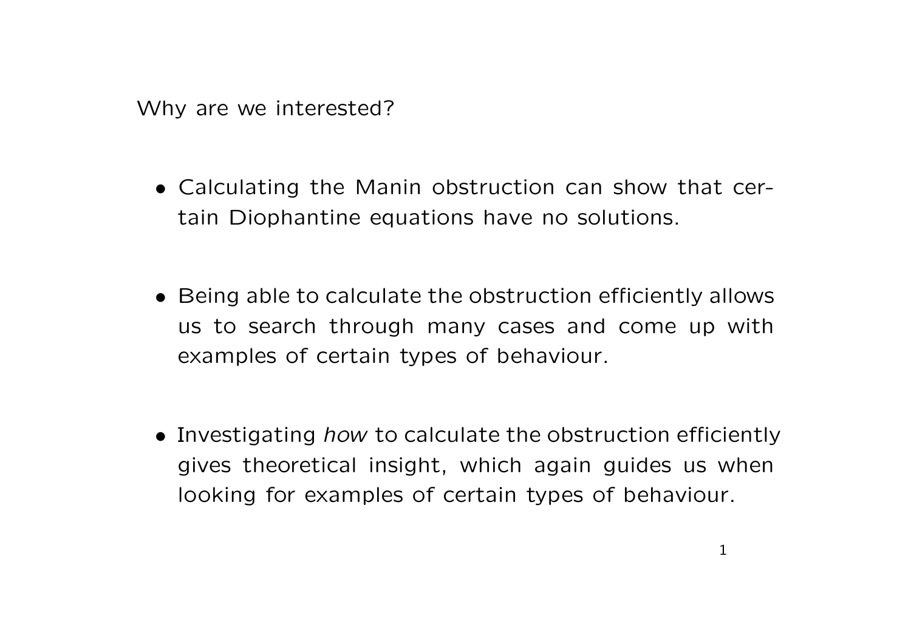Why are we interested?

- Calculating the Manin obstruction can show that certain Diophantine equations have no solutions.

- Being able to calculate the obstruction efficiently allows us to search through many cases and come up with examples of certain types of behaviour.

- Investigating *how* to calculate the obstruction efficiently gives theoretical insight, which again guides us when looking for examples of certain types of behaviour.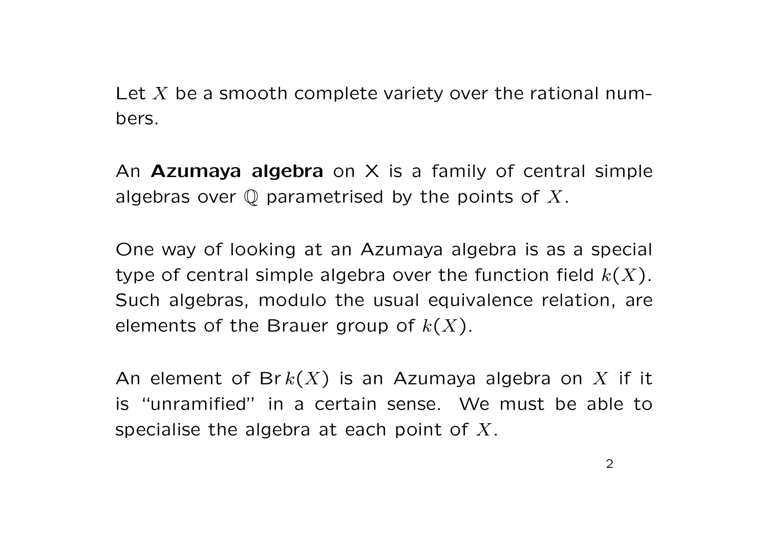Let $X$ be a smooth complete variety over the rational numbers.

An **Azumaya algebra** on X is a family of central simple algebras over $\mathbb{Q}$ parametrised by the points of $X$.

One way of looking at an Azumaya algebra is as a special type of central simple algebra over the function field $k(X)$. Such algebras, modulo the usual equivalence relation, are elements of the Brauer group of $k(X)$.

An element of $\mathrm{Br}\, k(X)$ is an Azumaya algebra on $X$ if it is "unramified" in a certain sense. We must be able to specialise the algebra at each point of $X$.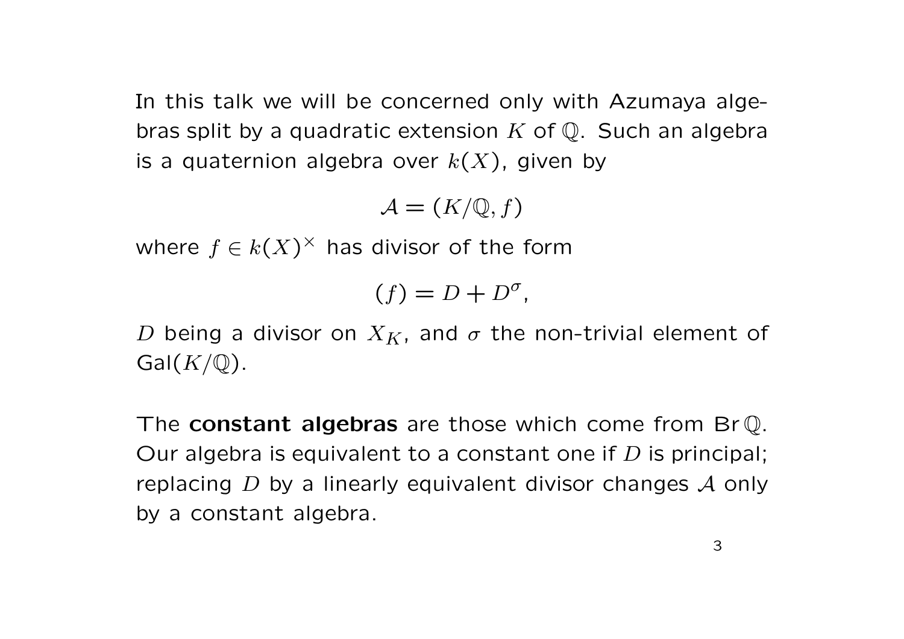In this talk we will be concerned only with Azumaya algebras split by a quadratic extension $K$ of $\mathbb{Q}$. Such an algebra is a quaternion algebra over $k(X)$, given by

$$\mathcal{A} = (K/\mathbb{Q}, f)$$

where $f \in k(X)^\times$ has divisor of the form

$$(f) = D + D^\sigma,$$

$D$ being a divisor on $X_K$, and $\sigma$ the non-trivial element of $\mathrm{Gal}(K/\mathbb{Q})$.

The **constant algebras** are those which come from $\mathrm{Br}\,\mathbb{Q}$. Our algebra is equivalent to a constant one if $D$ is principal; replacing $D$ by a linearly equivalent divisor changes $\mathcal{A}$ only by a constant algebra.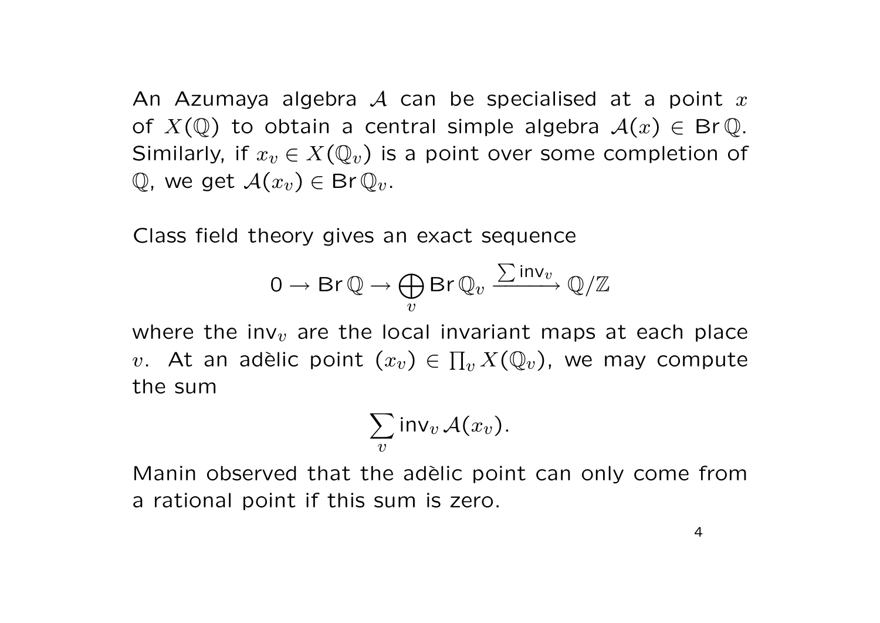An Azumaya algebra $\mathcal{A}$ can be specialised at a point $x$ of $X(\mathbb{Q})$ to obtain a central simple algebra $\mathcal{A}(x) \in \mathrm{Br}\,\mathbb{Q}$. Similarly, if $x_v \in X(\mathbb{Q}_v)$ is a point over some completion of $\mathbb{Q}$, we get $\mathcal{A}(x_v) \in \mathrm{Br}\,\mathbb{Q}_v$.

Class field theory gives an exact sequence

$$0 \to \mathrm{Br}\,\mathbb{Q} \to \bigoplus_v \mathrm{Br}\,\mathbb{Q}_v \xrightarrow{\sum \mathrm{inv}_v} \mathbb{Q}/\mathbb{Z}$$

where the $\mathrm{inv}_v$ are the local invariant maps at each place $v$. At an adèlic point $(x_v) \in \prod_v X(\mathbb{Q}_v)$, we may compute the sum

$$\sum_v \mathrm{inv}_v\, \mathcal{A}(x_v).$$

Manin observed that the adèlic point can only come from a rational point if this sum is zero.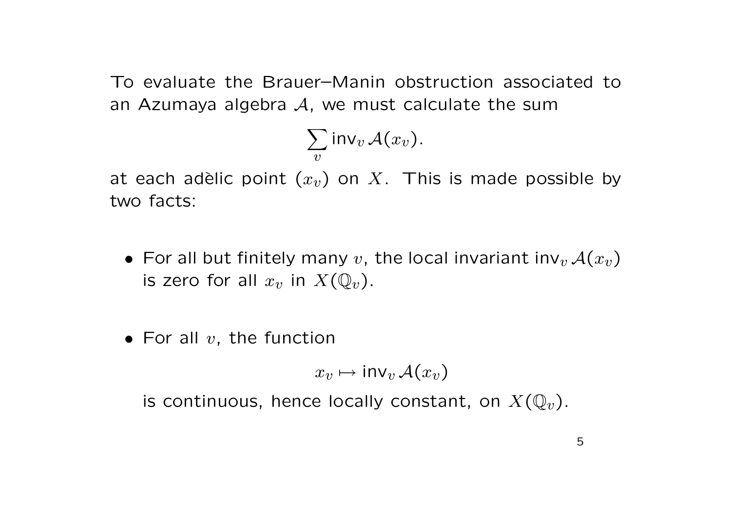To evaluate the Brauer–Manin obstruction associated to an Azumaya algebra $\mathcal{A}$, we must calculate the sum

$$\sum_v \mathrm{inv}_v \, \mathcal{A}(x_v).$$

at each adèlic point $(x_v)$ on $X$. This is made possible by two facts:

- For all but finitely many $v$, the local invariant $\mathrm{inv}_v \, \mathcal{A}(x_v)$ is zero for all $x_v$ in $X(\mathbb{Q}_v)$.

- For all $v$, the function

  $$x_v \mapsto \mathrm{inv}_v \, \mathcal{A}(x_v)$$

  is continuous, hence locally constant, on $X(\mathbb{Q}_v)$.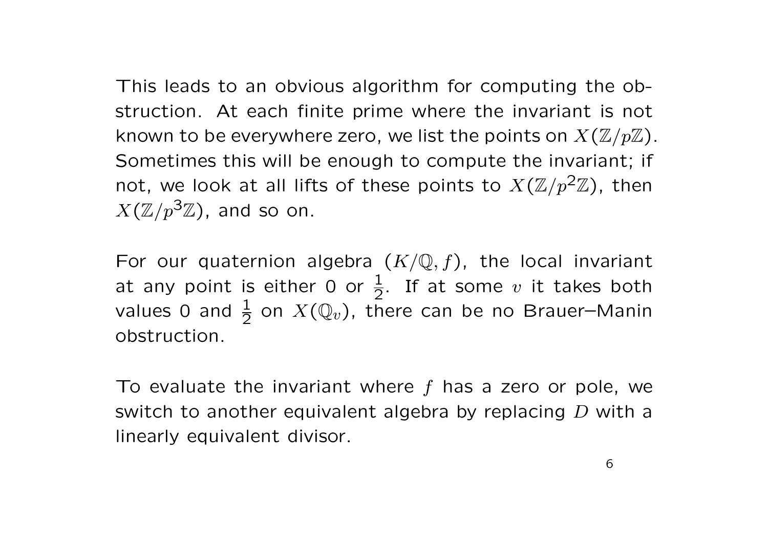This leads to an obvious algorithm for computing the obstruction. At each finite prime where the invariant is not known to be everywhere zero, we list the points on $X(\mathbb{Z}/p\mathbb{Z})$. Sometimes this will be enough to compute the invariant; if not, we look at all lifts of these points to $X(\mathbb{Z}/p^2\mathbb{Z})$, then $X(\mathbb{Z}/p^3\mathbb{Z})$, and so on.

For our quaternion algebra $(K/\mathbb{Q}, f)$, the local invariant at any point is either 0 or $\frac{1}{2}$. If at some $v$ it takes both values 0 and $\frac{1}{2}$ on $X(\mathbb{Q}_v)$, there can be no Brauer–Manin obstruction.

To evaluate the invariant where $f$ has a zero or pole, we switch to another equivalent algebra by replacing $D$ with a linearly equivalent divisor.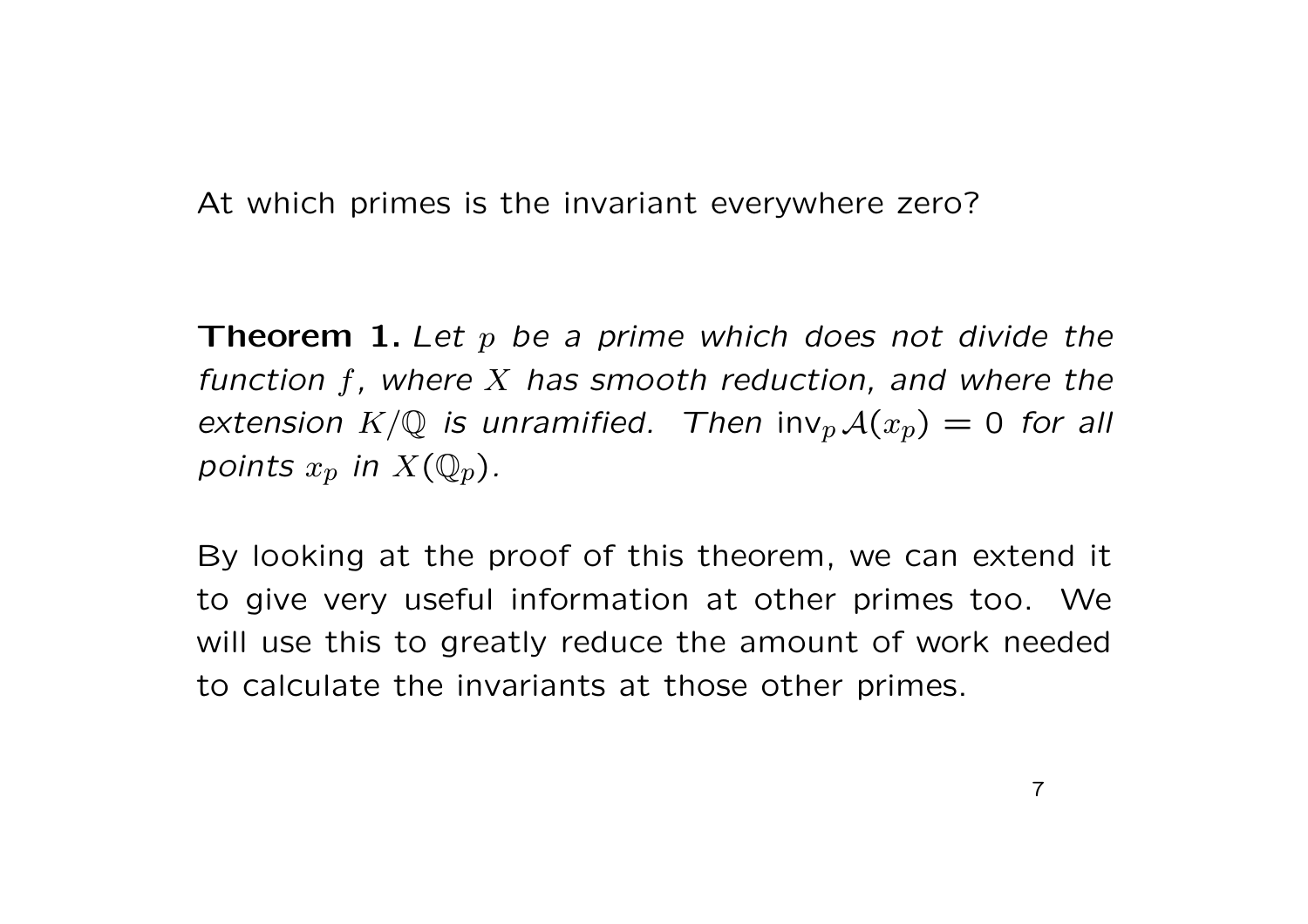At which primes is the invariant everywhere zero?

**Theorem 1.** *Let $p$ be a prime which does not divide the function $f$, where $X$ has smooth reduction, and where the extension $K/\mathbb{Q}$ is unramified. Then* $\mathrm{inv}_p\,\mathcal{A}(x_p) = 0$ *for all points $x_p$ in $X(\mathbb{Q}_p)$.*

By looking at the proof of this theorem, we can extend it to give very useful information at other primes too. We will use this to greatly reduce the amount of work needed to calculate the invariants at those other primes.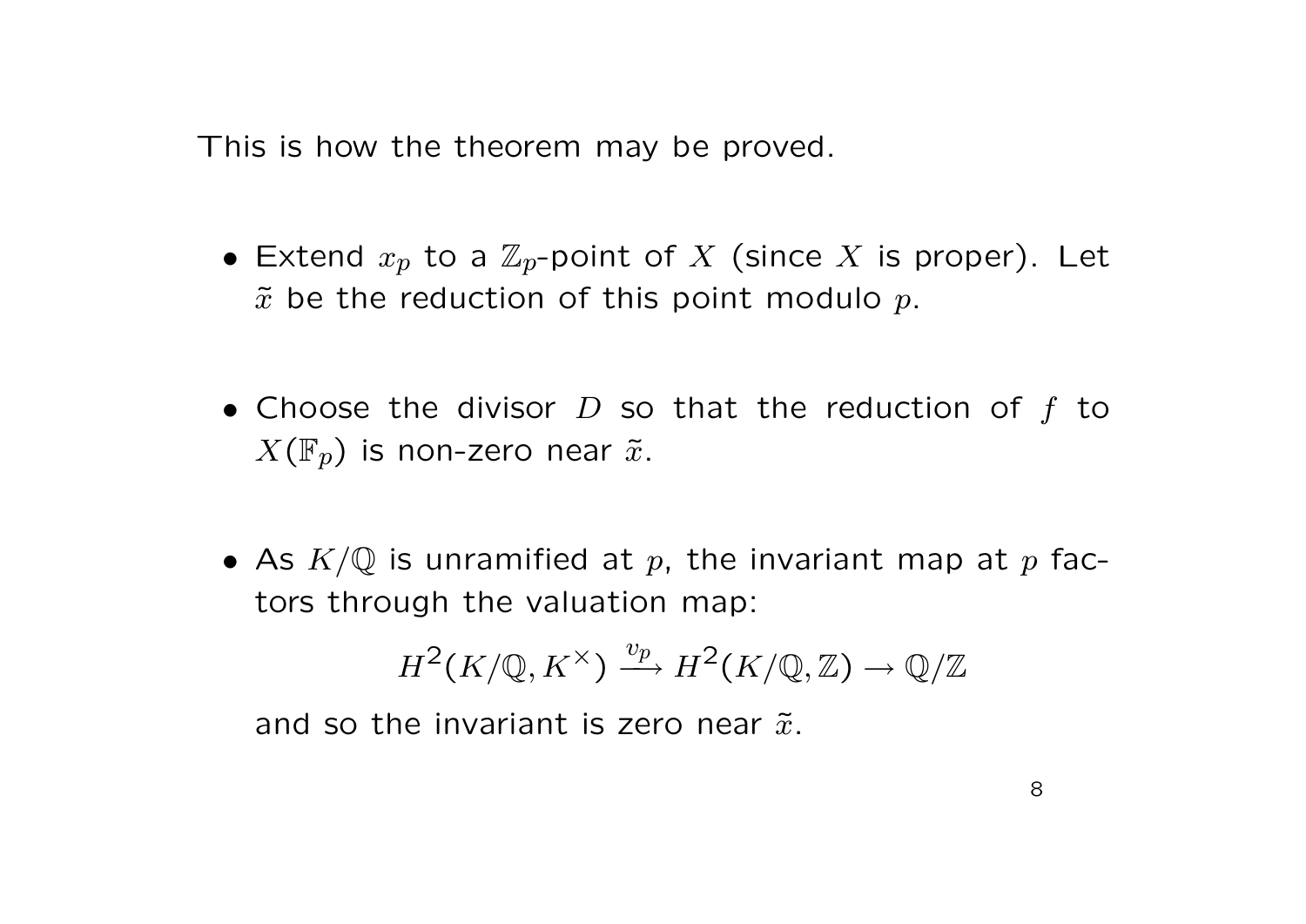This is how the theorem may be proved.

- Extend $x_p$ to a $\mathbb{Z}_p$-point of $X$ (since $X$ is proper). Let $\tilde{x}$ be the reduction of this point modulo $p$.

- Choose the divisor $D$ so that the reduction of $f$ to $X(\mathbb{F}_p)$ is non-zero near $\tilde{x}$.

- As $K/\mathbb{Q}$ is unramified at $p$, the invariant map at $p$ factors through the valuation map:

$$H^2(K/\mathbb{Q}, K^\times) \xrightarrow{v_p} H^2(K/\mathbb{Q}, \mathbb{Z}) \to \mathbb{Q}/\mathbb{Z}$$

  and so the invariant is zero near $\tilde{x}$.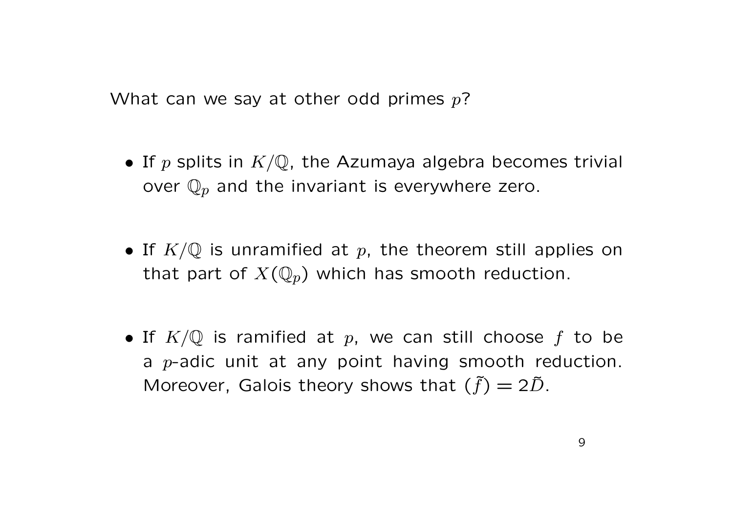What can we say at other odd primes $p$?

- If $p$ splits in $K/\mathbb{Q}$, the Azumaya algebra becomes trivial over $\mathbb{Q}_p$ and the invariant is everywhere zero.

- If $K/\mathbb{Q}$ is unramified at $p$, the theorem still applies on that part of $X(\mathbb{Q}_p)$ which has smooth reduction.

- If $K/\mathbb{Q}$ is ramified at $p$, we can still choose $f$ to be a $p$-adic unit at any point having smooth reduction. Moreover, Galois theory shows that $(\tilde{f}) = 2\tilde{D}$.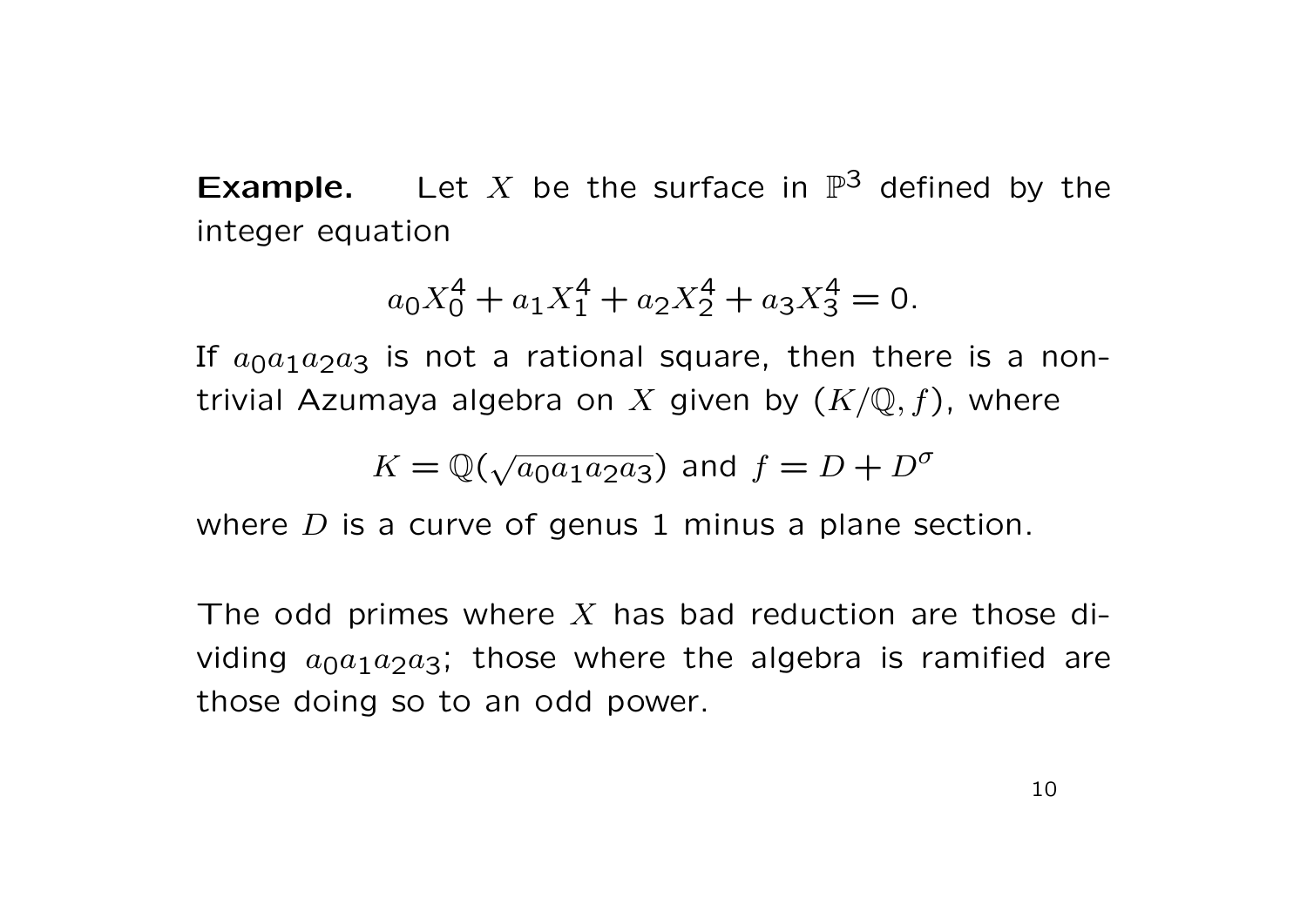**Example.** Let $X$ be the surface in $\mathbb{P}^3$ defined by the integer equation

$$a_0X_0^4 + a_1X_1^4 + a_2X_2^4 + a_3X_3^4 = 0.$$

If $a_0a_1a_2a_3$ is not a rational square, then there is a non-trivial Azumaya algebra on $X$ given by $(K/\mathbb{Q}, f)$, where

$$K = \mathbb{Q}(\sqrt{a_0a_1a_2a_3}) \text{ and } f = D + D^\sigma$$

where $D$ is a curve of genus 1 minus a plane section.

The odd primes where $X$ has bad reduction are those dividing $a_0a_1a_2a_3$; those where the algebra is ramified are those doing so to an odd power.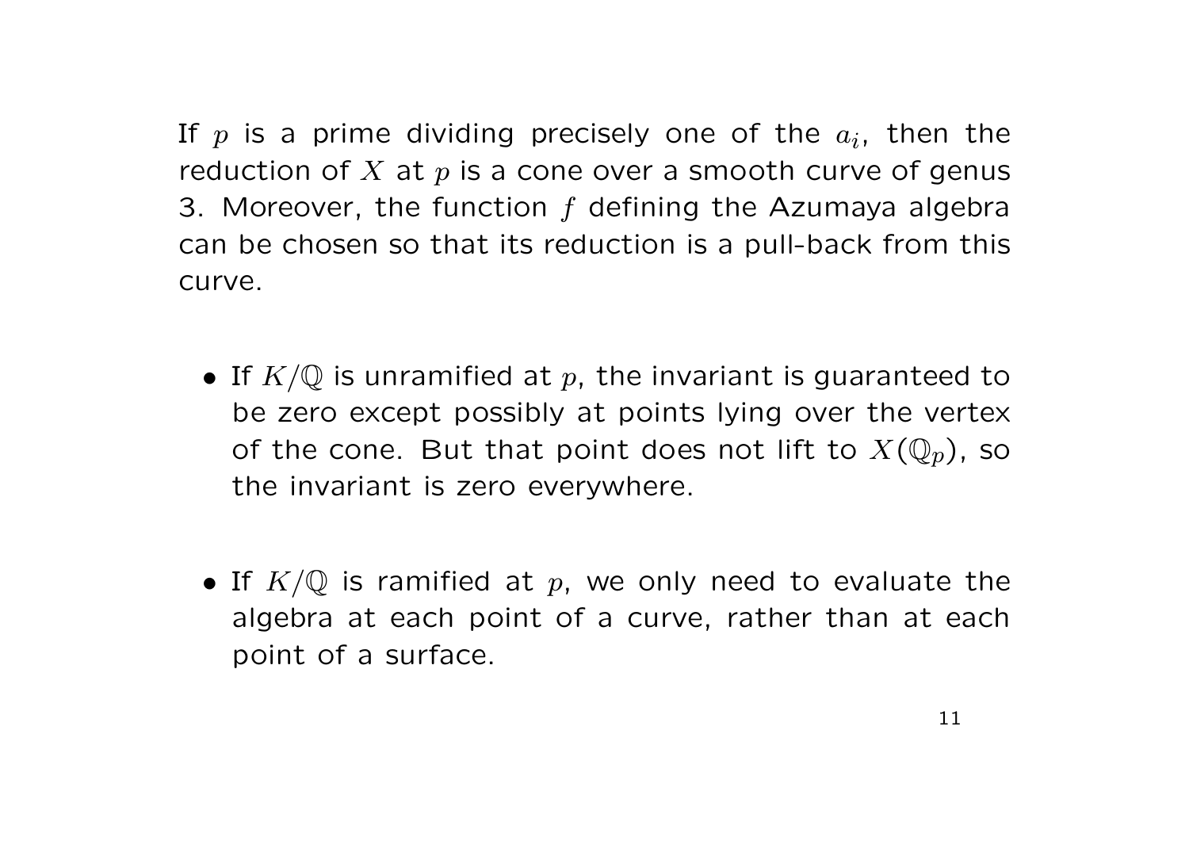If $p$ is a prime dividing precisely one of the $a_i$, then the reduction of $X$ at $p$ is a cone over a smooth curve of genus 3. Moreover, the function $f$ defining the Azumaya algebra can be chosen so that its reduction is a pull-back from this curve.

- If $K/\mathbb{Q}$ is unramified at $p$, the invariant is guaranteed to be zero except possibly at points lying over the vertex of the cone. But that point does not lift to $X(\mathbb{Q}_p)$, so the invariant is zero everywhere.

- If $K/\mathbb{Q}$ is ramified at $p$, we only need to evaluate the algebra at each point of a curve, rather than at each point of a surface.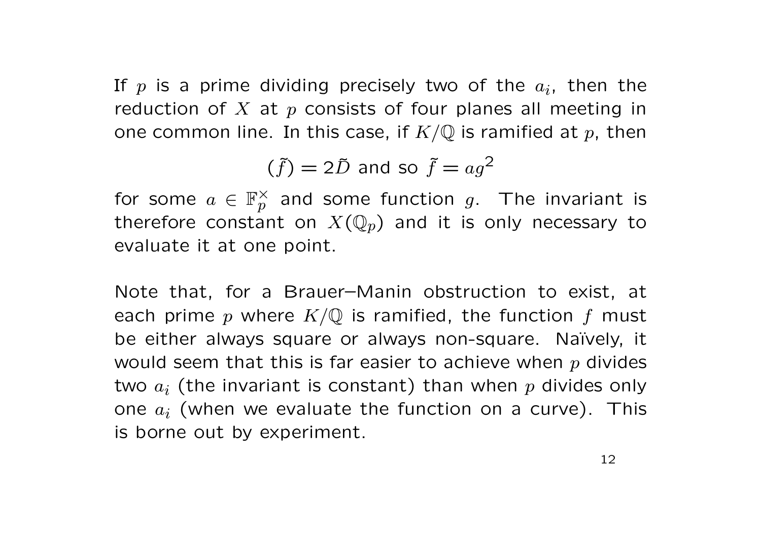If $p$ is a prime dividing precisely two of the $a_i$, then the reduction of $X$ at $p$ consists of four planes all meeting in one common line. In this case, if $K/\mathbb{Q}$ is ramified at $p$, then

$$(\tilde{f}) = 2\tilde{D} \text{ and so } \tilde{f} = ag^2$$

for some $a \in \mathbb{F}_p^\times$ and some function $g$. The invariant is therefore constant on $X(\mathbb{Q}_p)$ and it is only necessary to evaluate it at one point.

Note that, for a Brauer–Manin obstruction to exist, at each prime $p$ where $K/\mathbb{Q}$ is ramified, the function $f$ must be either always square or always non-square. Naïvely, it would seem that this is far easier to achieve when $p$ divides two $a_i$ (the invariant is constant) than when $p$ divides only one $a_i$ (when we evaluate the function on a curve). This is borne out by experiment.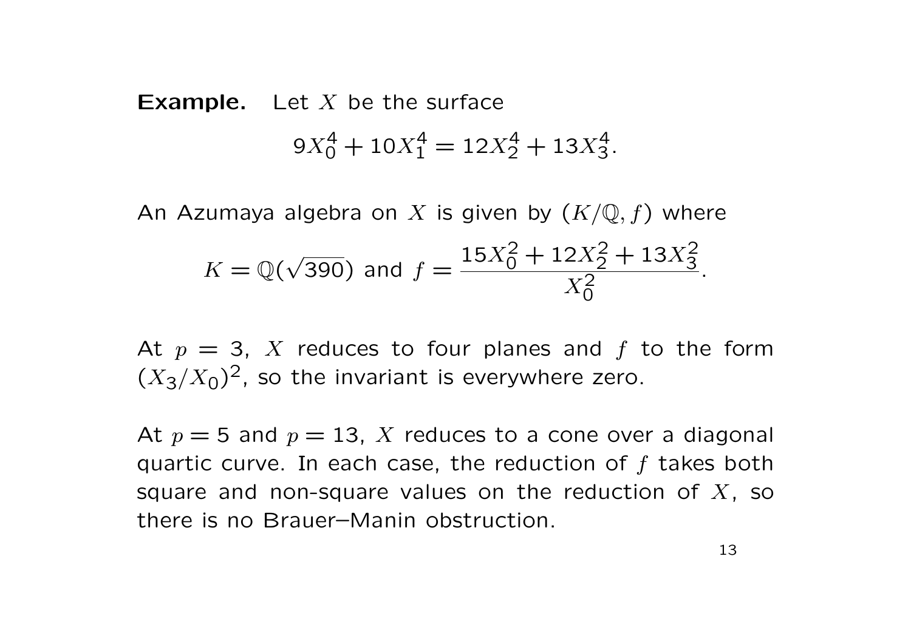**Example.** Let $X$ be the surface

$$9X_0^4 + 10X_1^4 = 12X_2^4 + 13X_3^4.$$

An Azumaya algebra on $X$ is given by $(K/\mathbb{Q}, f)$ where

$$K = \mathbb{Q}(\sqrt{390}) \text{ and } f = \frac{15X_0^2 + 12X_2^2 + 13X_3^2}{X_0^2}.$$

At $p = 3$, $X$ reduces to four planes and $f$ to the form $(X_3/X_0)^2$, so the invariant is everywhere zero.

At $p = 5$ and $p = 13$, $X$ reduces to a cone over a diagonal quartic curve. In each case, the reduction of $f$ takes both square and non-square values on the reduction of $X$, so there is no Brauer–Manin obstruction.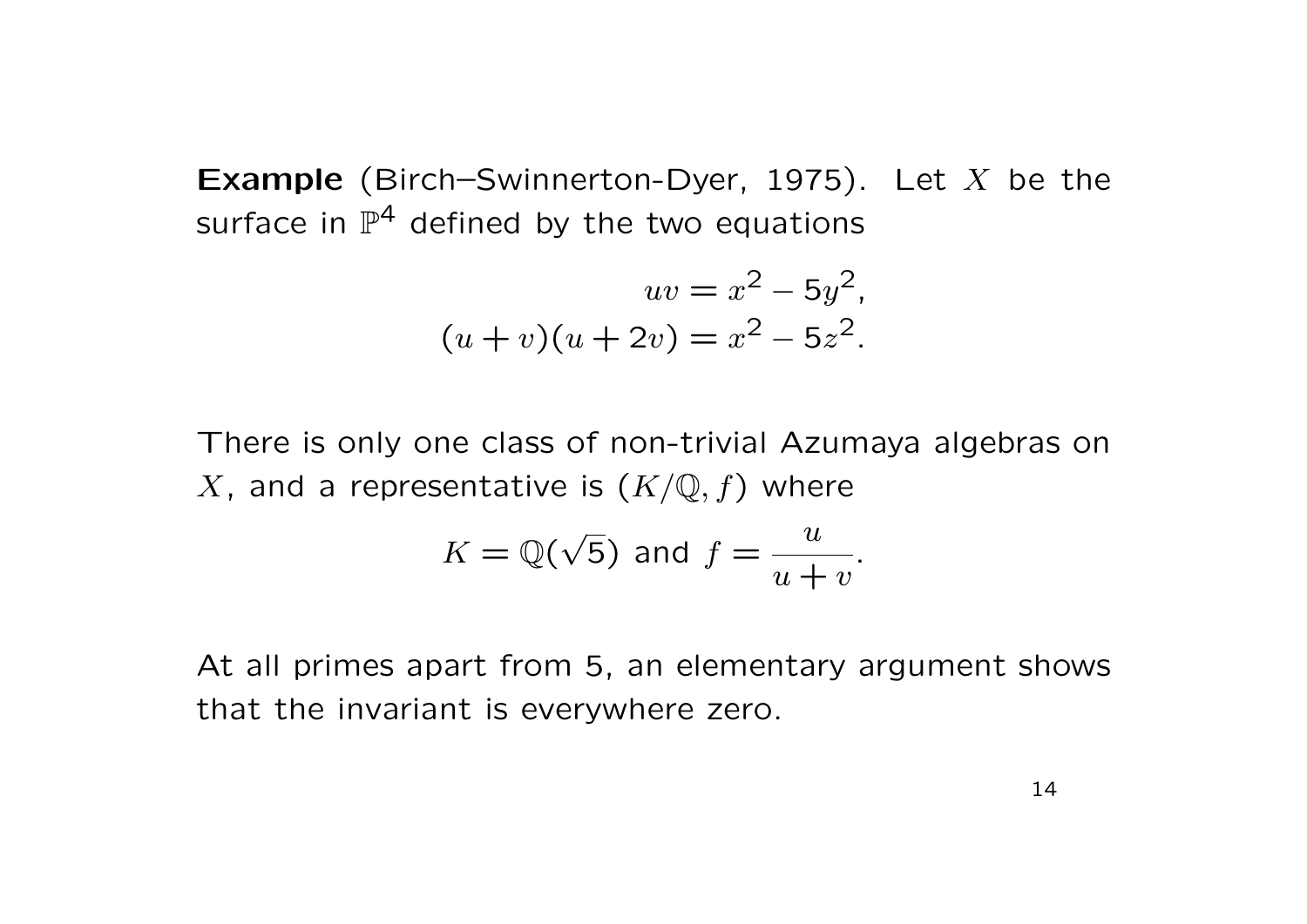**Example** (Birch–Swinnerton-Dyer, 1975). Let $X$ be the surface in $\mathbb{P}^4$ defined by the two equations

$$uv = x^2 - 5y^2,$$
$$(u+v)(u+2v) = x^2 - 5z^2.$$

There is only one class of non-trivial Azumaya algebras on $X$, and a representative is $(K/\mathbb{Q}, f)$ where

$$K = \mathbb{Q}(\sqrt{5}) \text{ and } f = \frac{u}{u+v}.$$

At all primes apart from 5, an elementary argument shows that the invariant is everywhere zero.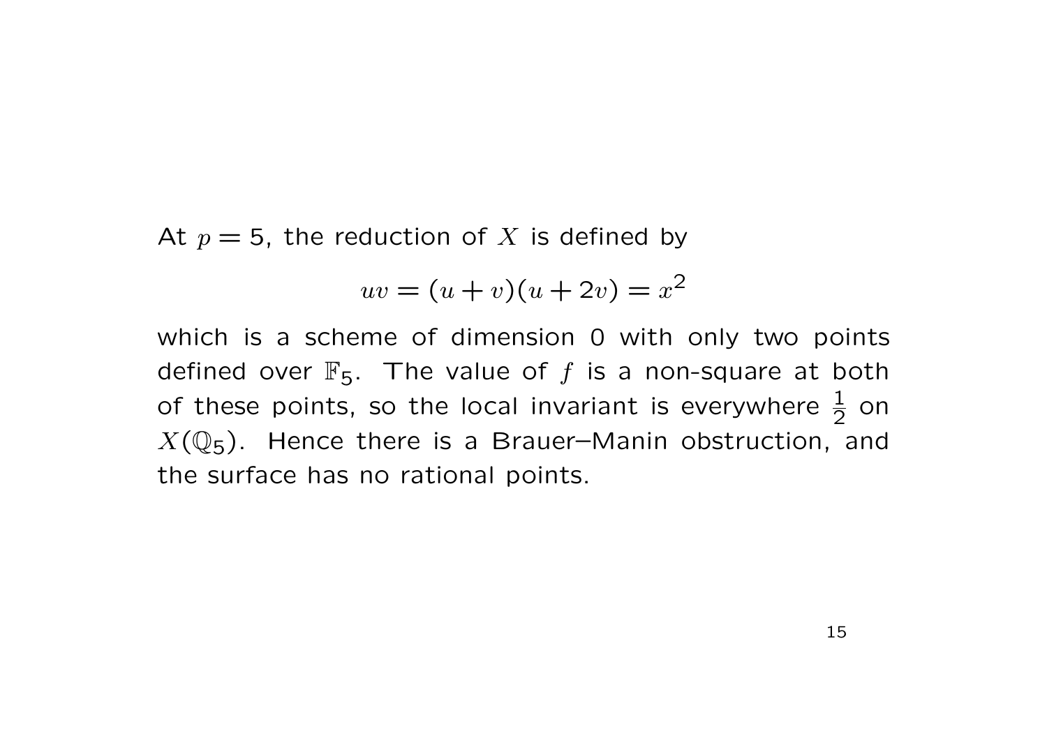At $p = 5$, the reduction of $X$ is defined by

$$uv = (u + v)(u + 2v) = x^2$$

which is a scheme of dimension 0 with only two points defined over $\mathbb{F}_5$. The value of $f$ is a non-square at both of these points, so the local invariant is everywhere $\frac{1}{2}$ on $X(\mathbb{Q}_5)$. Hence there is a Brauer–Manin obstruction, and the surface has no rational points.